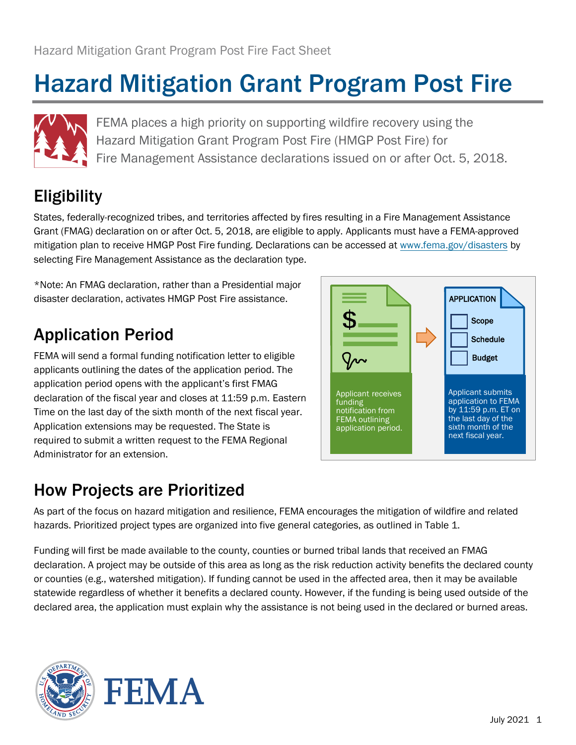# Hazard Mitigation Grant Program Post Fire

FEMA places a high priority on supporting wildfire recovery using the Hazard Mitigation Grant Program Post Fire (HMGP Post Fire) for Fire Management Assistance declarations issued on or after Oct. 5, 2018.

## Eligibility

States, federally-recognized tribes, and territories affected by fires resulting in a Fire Management Assistance Grant (FMAG) declaration on or after Oct. 5, 2018, are eligible to apply. Applicants must have a FEMA-approved mitigation plan to receive HMGP Post Fire funding. Declarations can be accessed at www.fema.gov/disasters by selecting Fire Management Assistance as the declaration type.

*Note: An FMAG declaration, rather than a Presidential major disaster declaration, activates HMGP Post Fire assistance.

## Application Period

FEMA will send a formal funding notification letter to eligible applicants outlining the dates of the application period. The application period opens with the applicant's first FMAG declaration of the fiscal year and closes at 11:59 p.m. Eastern Time on the last day of the sixth month of the next fiscal year. Application extensions may be requested. The State is required to submit a written request to the FEMA Regional Administrator for an extension.

Applicant receives funding notification from FEMA outlining application period.

APPLICATION
- Scope
- Schedule
- Budget

Applicant submits application to FEMA by 11:59 p.m. ET on the last day of the sixth month of the next fiscal year.

## How Projects are Prioritized

As part of the focus on hazard mitigation and resilience, FEMA encourages the mitigation of wildfire and related hazards. Prioritized project types are organized into five general categories, as outlined in Table 1.

Funding will first be made available to the county, counties or burned tribal lands that received an FMAG declaration. A project may be outside of this area as long as the risk reduction activity benefits the declared county or counties (e.g., watershed mitigation). If funding cannot be used in the affected area, then it may be available statewide regardless of whether it benefits a declared county. However, if the funding is being used outside of the declared area, the application must explain why the assistance is not being used in the declared or burned areas.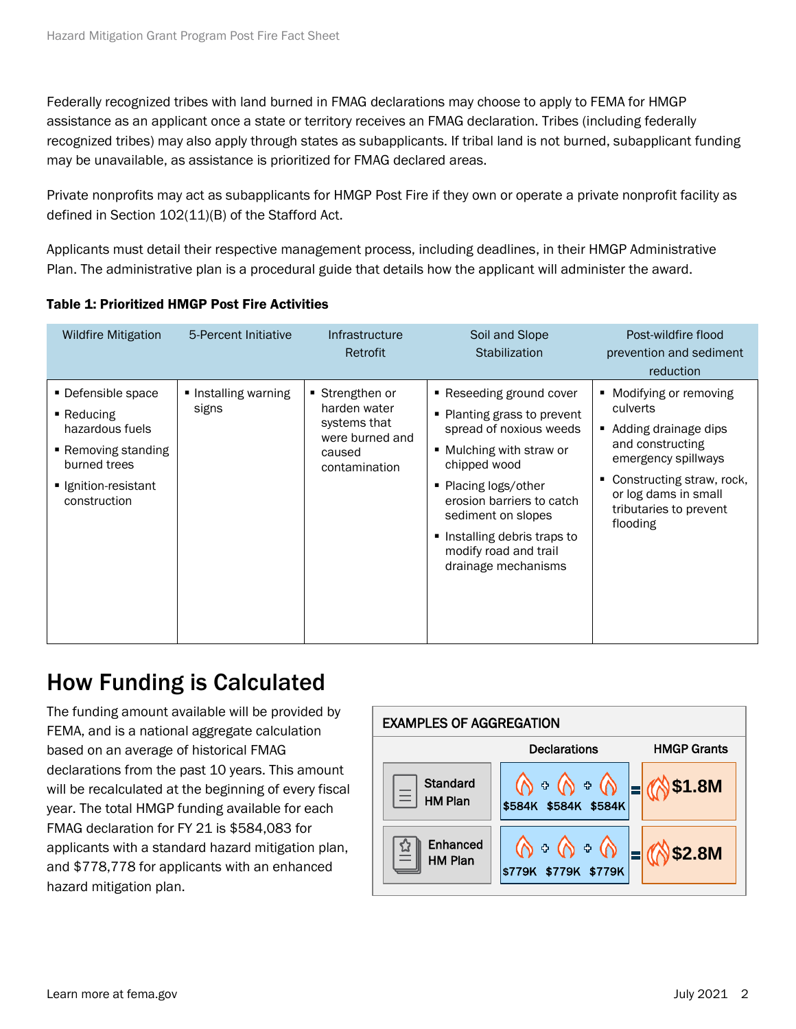Federally recognized tribes with land burned in FMAG declarations may choose to apply to FEMA for HMGP assistance as an applicant once a state or territory receives an FMAG declaration. Tribes (including federally recognized tribes) may also apply through states as subapplicants. If tribal land is not burned, subapplicant funding may be unavailable, as assistance is prioritized for FMAG declared areas.

Private nonprofits may act as subapplicants for HMGP Post Fire if they own or operate a private nonprofit facility as defined in Section 102(11)(B) of the Stafford Act.

Applicants must detail their respective management process, including deadlines, in their HMGP Administrative Plan. The administrative plan is a procedural guide that details how the applicant will administer the award.

**Table 1: Prioritized HMGP Post Fire Activities**

| Wildfire Mitigation | 5-Percent Initiative | Infrastructure Retrofit | Soil and Slope Stabilization | Post-wildfire flood prevention and sediment reduction |
|---|---|---|---|---|
| ▪ Defensible space<br>▪ Reducing hazardous fuels<br>▪ Removing standing burned trees<br>▪ Ignition-resistant construction | ▪ Installing warning signs | ▪ Strengthen or harden water systems that were burned and caused contamination | ▪ Reseeding ground cover<br>▪ Planting grass to prevent spread of noxious weeds<br>▪ Mulching with straw or chipped wood<br>▪ Placing logs/other erosion barriers to catch sediment on slopes<br>▪ Installing debris traps to modify road and trail drainage mechanisms | ▪ Modifying or removing culverts<br>▪ Adding drainage dips and constructing emergency spillways<br>▪ Constructing straw, rock, or log dams in small tributaries to prevent flooding |

## How Funding is Calculated

The funding amount available will be provided by FEMA, and is a national aggregate calculation based on an average of historical FMAG declarations from the past 10 years. This amount will be recalculated at the beginning of every fiscal year. The total HMGP funding available for each FMAG declaration for FY 21 is $584,083 for applicants with a standard hazard mitigation plan, and $778,778 for applicants with an enhanced hazard mitigation plan.

**EXAMPLES OF AGGREGATION**

| | Declarations | HMGP Grants |
|---|---|---|
| Standard HM Plan | $584K + $584K + $584K | = $1.8M |
| Enhanced HM Plan | $779K + $779K + $779K | = $2.8M |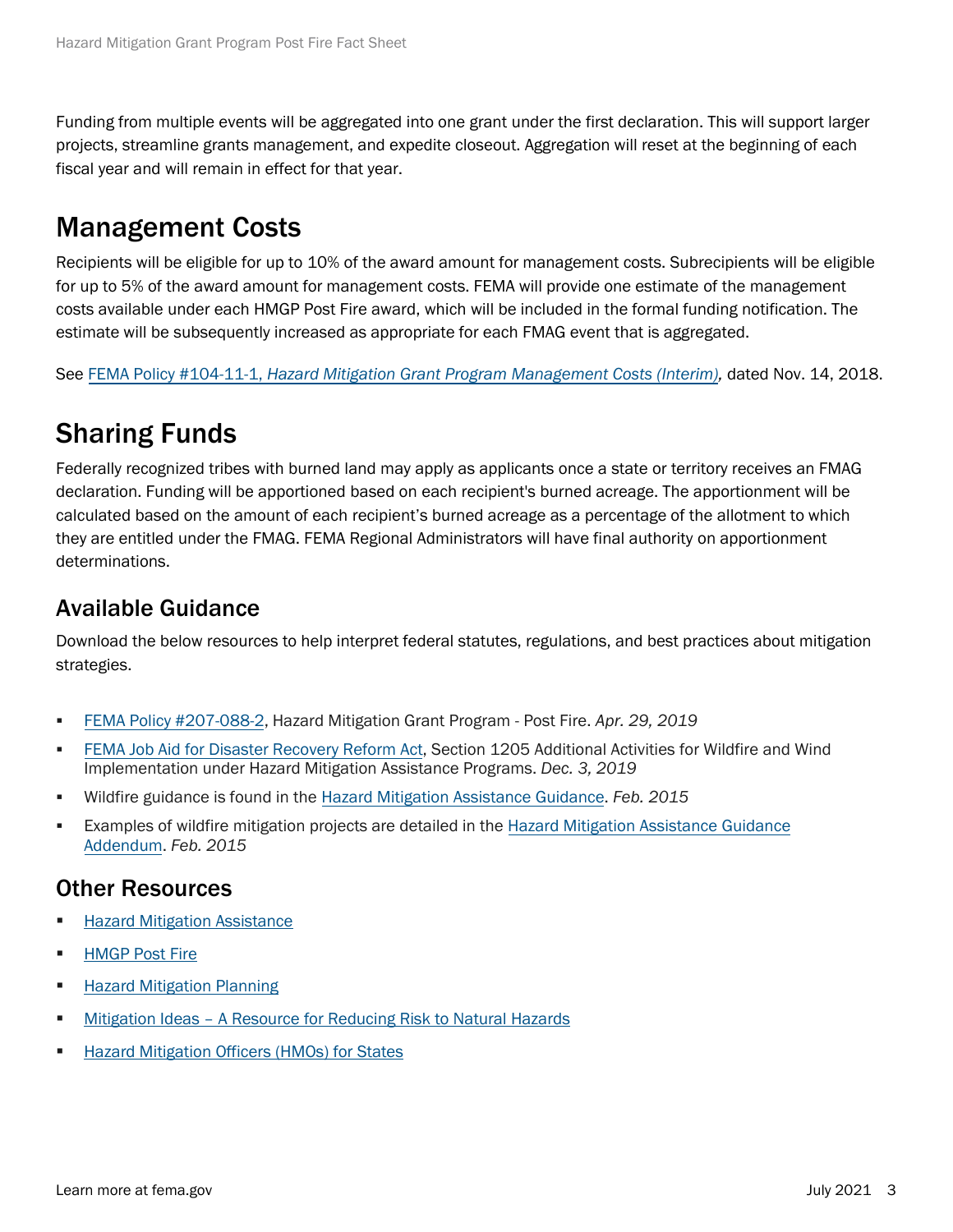Funding from multiple events will be aggregated into one grant under the first declaration. This will support larger projects, streamline grants management, and expedite closeout. Aggregation will reset at the beginning of each fiscal year and will remain in effect for that year.

# Management Costs

Recipients will be eligible for up to 10% of the award amount for management costs. Subrecipients will be eligible for up to 5% of the award amount for management costs. FEMA will provide one estimate of the management costs available under each HMGP Post Fire award, which will be included in the formal funding notification. The estimate will be subsequently increased as appropriate for each FMAG event that is aggregated.

See FEMA Policy #104-11-1, *Hazard Mitigation Grant Program Management Costs (Interim)*, dated Nov. 14, 2018.

# Sharing Funds

Federally recognized tribes with burned land may apply as applicants once a state or territory receives an FMAG declaration. Funding will be apportioned based on each recipient's burned acreage. The apportionment will be calculated based on the amount of each recipient's burned acreage as a percentage of the allotment to which they are entitled under the FMAG. FEMA Regional Administrators will have final authority on apportionment determinations.

## Available Guidance

Download the below resources to help interpret federal statutes, regulations, and best practices about mitigation strategies.

- FEMA Policy #207-088-2, Hazard Mitigation Grant Program - Post Fire. *Apr. 29, 2019*
- FEMA Job Aid for Disaster Recovery Reform Act, Section 1205 Additional Activities for Wildfire and Wind Implementation under Hazard Mitigation Assistance Programs. *Dec. 3, 2019*
- Wildfire guidance is found in the Hazard Mitigation Assistance Guidance. *Feb. 2015*
- Examples of wildfire mitigation projects are detailed in the Hazard Mitigation Assistance Guidance Addendum. *Feb. 2015*

## Other Resources

- Hazard Mitigation Assistance
- HMGP Post Fire
- Hazard Mitigation Planning
- Mitigation Ideas – A Resource for Reducing Risk to Natural Hazards
- Hazard Mitigation Officers (HMOs) for States